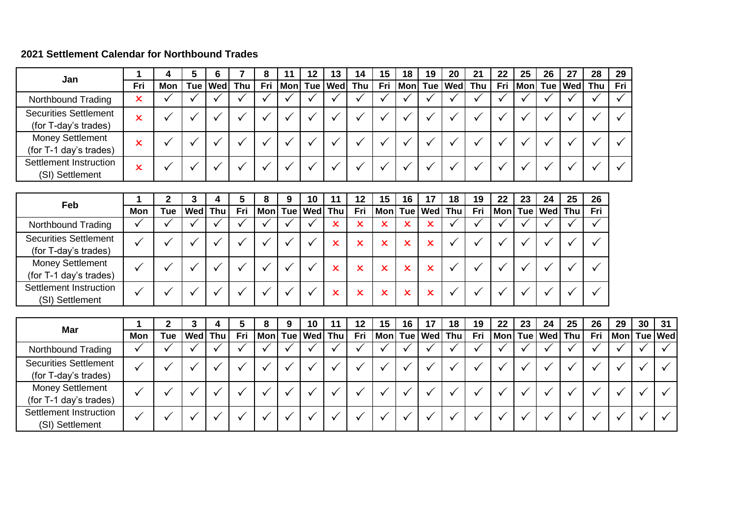**2021 Settlement Calendar for Northbound Trades**

| Jan | 1 | 4 | 5 | 6 | 7 | 8 | 11 | 12 | 13 | 14 | 15 | 18 | 19 | 20 | 21 | 22 | 25 | 26 | 27 | 28 | 29 |
|---|---|---|---|---|---|---|---|---|---|---|---|---|---|---|---|---|---|---|---|---|---|
| | Fri | Mon | Tue | Wed | Thu | Fri | Mon | Tue | Wed | Thu | Fri | Mon | Tue | Wed | Thu | Fri | Mon | Tue | Wed | Thu | Fri |
| Northbound Trading | × | ✓ | ✓ | ✓ | ✓ | ✓ | ✓ | ✓ | ✓ | ✓ | ✓ | ✓ | ✓ | ✓ | ✓ | ✓ | ✓ | ✓ | ✓ | ✓ | ✓ |
| Securities Settlement (for T-day's trades) | × | ✓ | ✓ | ✓ | ✓ | ✓ | ✓ | ✓ | ✓ | ✓ | ✓ | ✓ | ✓ | ✓ | ✓ | ✓ | ✓ | ✓ | ✓ | ✓ | ✓ |
| Money Settlement (for T-1 day's trades) | × | ✓ | ✓ | ✓ | ✓ | ✓ | ✓ | ✓ | ✓ | ✓ | ✓ | ✓ | ✓ | ✓ | ✓ | ✓ | ✓ | ✓ | ✓ | ✓ | ✓ |
| Settlement Instruction (SI) Settlement | × | ✓ | ✓ | ✓ | ✓ | ✓ | ✓ | ✓ | ✓ | ✓ | ✓ | ✓ | ✓ | ✓ | ✓ | ✓ | ✓ | ✓ | ✓ | ✓ | ✓ |

| Feb | 1 | 2 | 3 | 4 | 5 | 8 | 9 | 10 | 11 | 12 | 15 | 16 | 17 | 18 | 19 | 22 | 23 | 24 | 25 | 26 |
|---|---|---|---|---|---|---|---|---|---|---|---|---|---|---|---|---|---|---|---|---|
| | Mon | Tue | Wed | Thu | Fri | Mon | Tue | Wed | Thu | Fri | Mon | Tue | Wed | Thu | Fri | Mon | Tue | Wed | Thu | Fri |
| Northbound Trading | ✓ | ✓ | ✓ | ✓ | ✓ | ✓ | ✓ | ✓ | × | × | × | × | × | ✓ | ✓ | ✓ | ✓ | ✓ | ✓ | ✓ |
| Securities Settlement (for T-day's trades) | ✓ | ✓ | ✓ | ✓ | ✓ | ✓ | ✓ | ✓ | × | × | × | × | × | ✓ | ✓ | ✓ | ✓ | ✓ | ✓ | ✓ |
| Money Settlement (for T-1 day's trades) | ✓ | ✓ | ✓ | ✓ | ✓ | ✓ | ✓ | ✓ | × | × | × | × | × | ✓ | ✓ | ✓ | ✓ | ✓ | ✓ | ✓ |
| Settlement Instruction (SI) Settlement | ✓ | ✓ | ✓ | ✓ | ✓ | ✓ | ✓ | ✓ | × | × | × | × | × | ✓ | ✓ | ✓ | ✓ | ✓ | ✓ | ✓ |

| Mar | 1 | 2 | 3 | 4 | 5 | 8 | 9 | 10 | 11 | 12 | 15 | 16 | 17 | 18 | 19 | 22 | 23 | 24 | 25 | 26 | 29 | 30 | 31 |
|---|---|---|---|---|---|---|---|---|---|---|---|---|---|---|---|---|---|---|---|---|---|---|---|
| | Mon | Tue | Wed | Thu | Fri | Mon | Tue | Wed | Thu | Fri | Mon | Tue | Wed | Thu | Fri | Mon | Tue | Wed | Thu | Fri | Mon | Tue | Wed |
| Northbound Trading | ✓ | ✓ | ✓ | ✓ | ✓ | ✓ | ✓ | ✓ | ✓ | ✓ | ✓ | ✓ | ✓ | ✓ | ✓ | ✓ | ✓ | ✓ | ✓ | ✓ | ✓ | ✓ | ✓ |
| Securities Settlement (for T-day's trades) | ✓ | ✓ | ✓ | ✓ | ✓ | ✓ | ✓ | ✓ | ✓ | ✓ | ✓ | ✓ | ✓ | ✓ | ✓ | ✓ | ✓ | ✓ | ✓ | ✓ | ✓ | ✓ | ✓ |
| Money Settlement (for T-1 day's trades) | ✓ | ✓ | ✓ | ✓ | ✓ | ✓ | ✓ | ✓ | ✓ | ✓ | ✓ | ✓ | ✓ | ✓ | ✓ | ✓ | ✓ | ✓ | ✓ | ✓ | ✓ | ✓ | ✓ |
| Settlement Instruction (SI) Settlement | ✓ | ✓ | ✓ | ✓ | ✓ | ✓ | ✓ | ✓ | ✓ | ✓ | ✓ | ✓ | ✓ | ✓ | ✓ | ✓ | ✓ | ✓ | ✓ | ✓ | ✓ | ✓ | ✓ |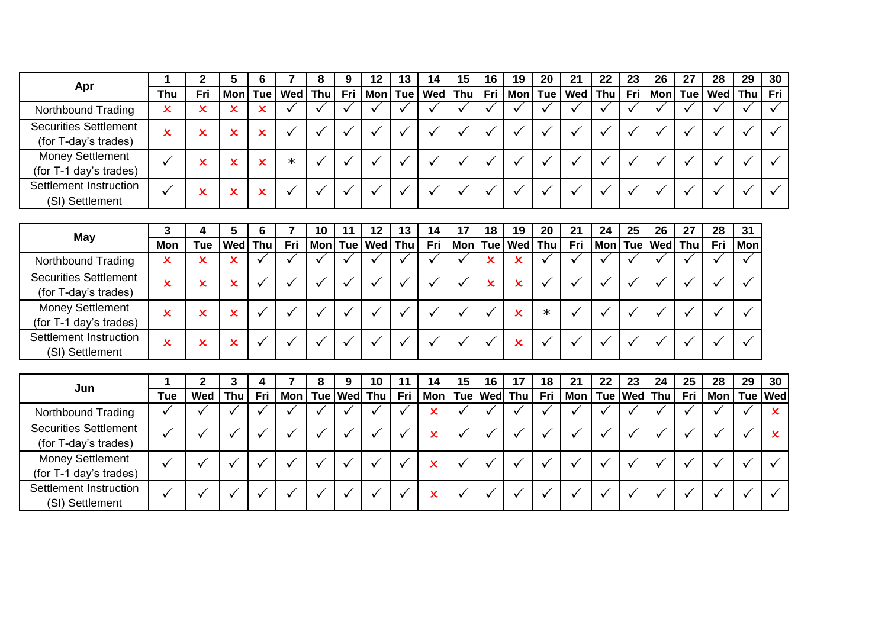| Apr | 1 | 2 | 5 | 6 | 7 | 8 | 9 | 12 | 13 | 14 | 15 | 16 | 19 | 20 | 21 | 22 | 23 | 26 | 27 | 28 | 29 | 30 |
|---|---|---|---|---|---|---|---|---|---|---|---|---|---|---|---|---|---|---|---|---|---|---|
| | Thu | Fri | Mon | Tue | Wed | Thu | Fri | Mon | Tue | Wed | Thu | Fri | Mon | Tue | Wed | Thu | Fri | Mon | Tue | Wed | Thu | Fri |
| Northbound Trading | × | × | × | × | ✓ | ✓ | ✓ | ✓ | ✓ | ✓ | ✓ | ✓ | ✓ | ✓ | ✓ | ✓ | ✓ | ✓ | ✓ | ✓ | ✓ | ✓ |
| Securities Settlement (for T-day's trades) | × | × | × | × | ✓ | ✓ | ✓ | ✓ | ✓ | ✓ | ✓ | ✓ | ✓ | ✓ | ✓ | ✓ | ✓ | ✓ | ✓ | ✓ | ✓ | ✓ |
| Money Settlement (for T-1 day's trades) | ✓ | × | × | × | * | ✓ | ✓ | ✓ | ✓ | ✓ | ✓ | ✓ | ✓ | ✓ | ✓ | ✓ | ✓ | ✓ | ✓ | ✓ | ✓ | ✓ |
| Settlement Instruction (SI) Settlement | ✓ | × | × | × | ✓ | ✓ | ✓ | ✓ | ✓ | ✓ | ✓ | ✓ | ✓ | ✓ | ✓ | ✓ | ✓ | ✓ | ✓ | ✓ | ✓ | ✓ |

| May | 3 | 4 | 5 | 6 | 7 | 10 | 11 | 12 | 13 | 14 | 17 | 18 | 19 | 20 | 21 | 24 | 25 | 26 | 27 | 28 | 31 |
|---|---|---|---|---|---|---|---|---|---|---|---|---|---|---|---|---|---|---|---|---|---|
| | Mon | Tue | Wed | Thu | Fri | Mon | Tue | Wed | Thu | Fri | Mon | Tue | Wed | Thu | Fri | Mon | Tue | Wed | Thu | Fri | Mon |
| Northbound Trading | × | × | × | ✓ | ✓ | ✓ | ✓ | ✓ | ✓ | ✓ | ✓ | × | × | ✓ | ✓ | ✓ | ✓ | ✓ | ✓ | ✓ | ✓ |
| Securities Settlement (for T-day's trades) | × | × | × | ✓ | ✓ | ✓ | ✓ | ✓ | ✓ | ✓ | ✓ | × | × | ✓ | ✓ | ✓ | ✓ | ✓ | ✓ | ✓ | ✓ |
| Money Settlement (for T-1 day's trades) | × | × | × | ✓ | ✓ | ✓ | ✓ | ✓ | ✓ | ✓ | ✓ | ✓ | × | * | ✓ | ✓ | ✓ | ✓ | ✓ | ✓ | ✓ |
| Settlement Instruction (SI) Settlement | × | × | × | ✓ | ✓ | ✓ | ✓ | ✓ | ✓ | ✓ | ✓ | ✓ | × | ✓ | ✓ | ✓ | ✓ | ✓ | ✓ | ✓ | ✓ |

| Jun | 1 | 2 | 3 | 4 | 7 | 8 | 9 | 10 | 11 | 14 | 15 | 16 | 17 | 18 | 21 | 22 | 23 | 24 | 25 | 28 | 29 | 30 |
|---|---|---|---|---|---|---|---|---|---|---|---|---|---|---|---|---|---|---|---|---|---|---|
| | Tue | Wed | Thu | Fri | Mon | Tue | Wed | Thu | Fri | Mon | Tue | Wed | Thu | Fri | Mon | Tue | Wed | Thu | Fri | Mon | Tue | Wed |
| Northbound Trading | ✓ | ✓ | ✓ | ✓ | ✓ | ✓ | ✓ | ✓ | ✓ | × | ✓ | ✓ | ✓ | ✓ | ✓ | ✓ | ✓ | ✓ | ✓ | ✓ | ✓ | × |
| Securities Settlement (for T-day's trades) | ✓ | ✓ | ✓ | ✓ | ✓ | ✓ | ✓ | ✓ | ✓ | × | ✓ | ✓ | ✓ | ✓ | ✓ | ✓ | ✓ | ✓ | ✓ | ✓ | ✓ | × |
| Money Settlement (for T-1 day's trades) | ✓ | ✓ | ✓ | ✓ | ✓ | ✓ | ✓ | ✓ | ✓ | × | ✓ | ✓ | ✓ | ✓ | ✓ | ✓ | ✓ | ✓ | ✓ | ✓ | ✓ | ✓ |
| Settlement Instruction (SI) Settlement | ✓ | ✓ | ✓ | ✓ | ✓ | ✓ | ✓ | ✓ | ✓ | × | ✓ | ✓ | ✓ | ✓ | ✓ | ✓ | ✓ | ✓ | ✓ | ✓ | ✓ | ✓ |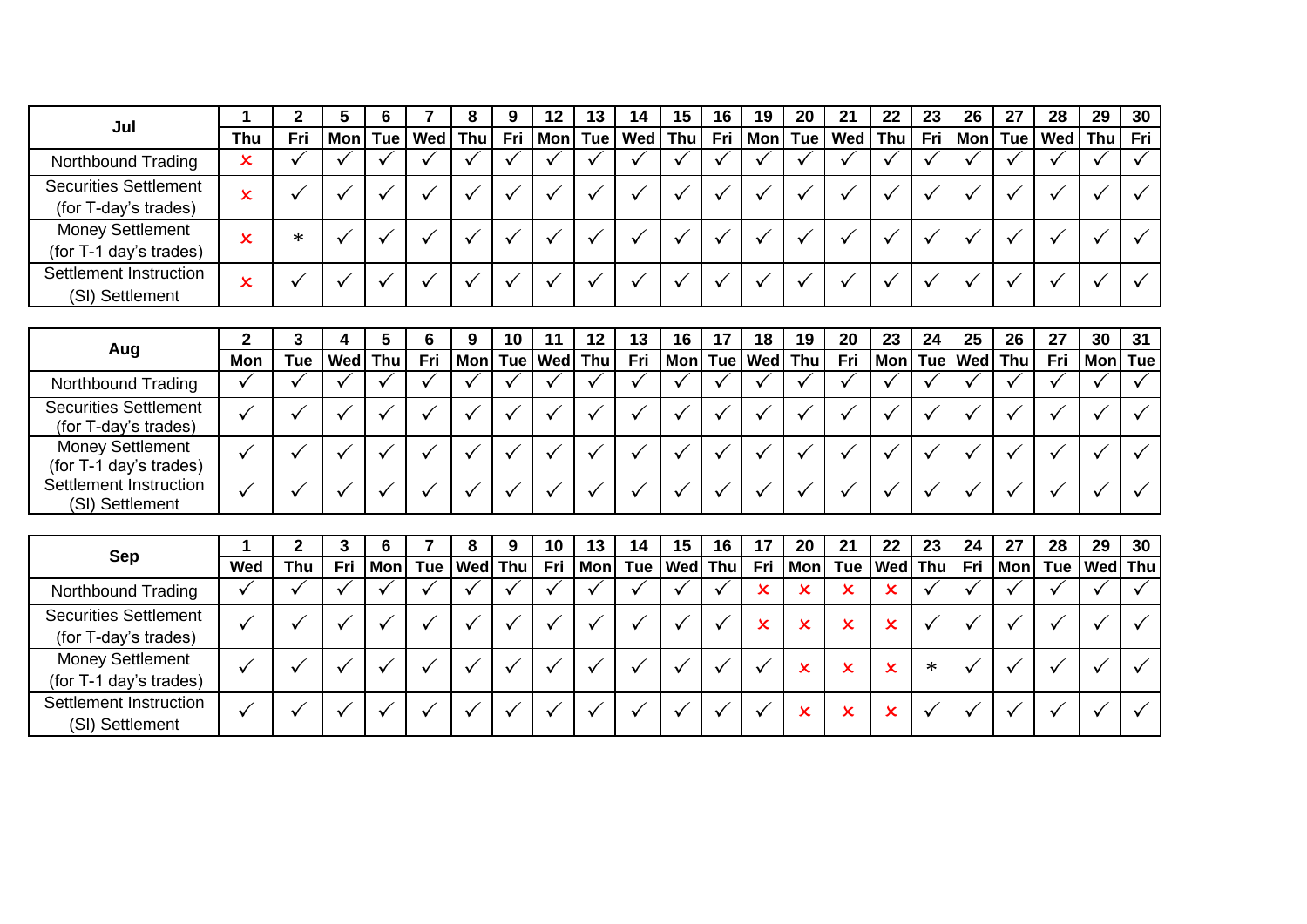| Jul | 1 | 2 | 5 | 6 | 7 | 8 | 9 | 12 | 13 | 14 | 15 | 16 | 19 | 20 | 21 | 22 | 23 | 26 | 27 | 28 | 29 | 30 |
|---|---|---|---|---|---|---|---|---|---|---|---|---|---|---|---|---|---|---|---|---|---|---|
| | Thu | Fri | Mon | Tue | Wed | Thu | Fri | Mon | Tue | Wed | Thu | Fri | Mon | Tue | Wed | Thu | Fri | Mon | Tue | Wed | Thu | Fri |
| Northbound Trading | × | √ | √ | √ | √ | √ | √ | √ | √ | √ | √ | √ | √ | √ | √ | √ | √ | √ | √ | √ | √ | √ |
| Securities Settlement (for T-day's trades) | × | √ | √ | √ | √ | √ | √ | √ | √ | √ | √ | √ | √ | √ | √ | √ | √ | √ | √ | √ | √ | √ |
| Money Settlement (for T-1 day's trades) | × | * | √ | √ | √ | √ | √ | √ | √ | √ | √ | √ | √ | √ | √ | √ | √ | √ | √ | √ | √ | √ |
| Settlement Instruction (SI) Settlement | × | √ | √ | √ | √ | √ | √ | √ | √ | √ | √ | √ | √ | √ | √ | √ | √ | √ | √ | √ | √ | √ |

| Aug | 2 | 3 | 4 | 5 | 6 | 9 | 10 | 11 | 12 | 13 | 16 | 17 | 18 | 19 | 20 | 23 | 24 | 25 | 26 | 27 | 30 | 31 |
|---|---|---|---|---|---|---|---|---|---|---|---|---|---|---|---|---|---|---|---|---|---|---|
| | Mon | Tue | Wed | Thu | Fri | Mon | Tue | Wed | Thu | Fri | Mon | Tue | Wed | Thu | Fri | Mon | Tue | Wed | Thu | Fri | Mon | Tue |
| Northbound Trading | √ | √ | √ | √ | √ | √ | √ | √ | √ | √ | √ | √ | √ | √ | √ | √ | √ | √ | √ | √ | √ | √ |
| Securities Settlement (for T-day's trades) | √ | √ | √ | √ | √ | √ | √ | √ | √ | √ | √ | √ | √ | √ | √ | √ | √ | √ | √ | √ | √ | √ |
| Money Settlement (for T-1 day's trades) | √ | √ | √ | √ | √ | √ | √ | √ | √ | √ | √ | √ | √ | √ | √ | √ | √ | √ | √ | √ | √ | √ |
| Settlement Instruction (SI) Settlement | √ | √ | √ | √ | √ | √ | √ | √ | √ | √ | √ | √ | √ | √ | √ | √ | √ | √ | √ | √ | √ | √ |

| Sep | 1 | 2 | 3 | 6 | 7 | 8 | 9 | 10 | 13 | 14 | 15 | 16 | 17 | 20 | 21 | 22 | 23 | 24 | 27 | 28 | 29 | 30 |
|---|---|---|---|---|---|---|---|---|---|---|---|---|---|---|---|---|---|---|---|---|---|---|
| | Wed | Thu | Fri | Mon | Tue | Wed | Thu | Fri | Mon | Tue | Wed | Thu | Fri | Mon | Tue | Wed | Thu | Fri | Mon | Tue | Wed | Thu |
| Northbound Trading | √ | √ | √ | √ | √ | √ | √ | √ | √ | √ | √ | √ | × | × | × | × | √ | √ | √ | √ | √ | √ |
| Securities Settlement (for T-day's trades) | √ | √ | √ | √ | √ | √ | √ | √ | √ | √ | √ | √ | × | × | × | × | √ | √ | √ | √ | √ | √ |
| Money Settlement (for T-1 day's trades) | √ | √ | √ | √ | √ | √ | √ | √ | √ | √ | √ | √ | √ | × | × | × | * | √ | √ | √ | √ | √ |
| Settlement Instruction (SI) Settlement | √ | √ | √ | √ | √ | √ | √ | √ | √ | √ | √ | √ | √ | × | × | × | √ | √ | √ | √ | √ | √ |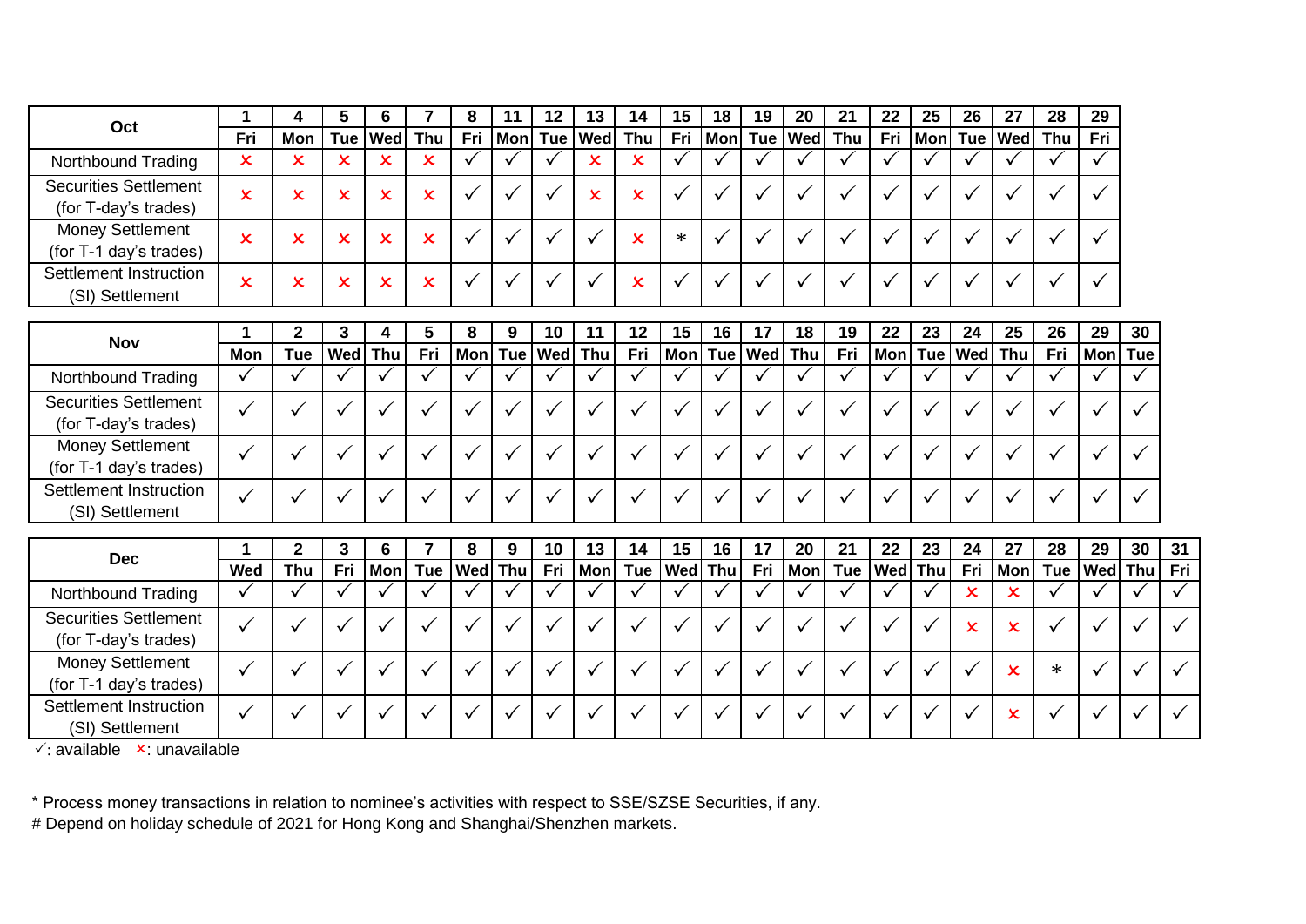| Oct | 1 | 4 | 5 | 6 | 7 | 8 | 11 | 12 | 13 | 14 | 15 | 18 | 19 | 20 | 21 | 22 | 25 | 26 | 27 | 28 | 29 |
|---|---|---|---|---|---|---|---|---|---|---|---|---|---|---|---|---|---|---|---|---|---|
| | Fri | Mon | Tue | Wed | Thu | Fri | Mon | Tue | Wed | Thu | Fri | Mon | Tue | Wed | Thu | Fri | Mon | Tue | Wed | Thu | Fri |
| Northbound Trading | × | × | × | × | × | ✓ | ✓ | ✓ | × | × | ✓ | ✓ | ✓ | ✓ | ✓ | ✓ | ✓ | ✓ | ✓ | ✓ | ✓ |
| Securities Settlement (for T-day's trades) | × | × | × | × | × | ✓ | ✓ | ✓ | × | × | ✓ | ✓ | ✓ | ✓ | ✓ | ✓ | ✓ | ✓ | ✓ | ✓ | ✓ |
| Money Settlement (for T-1 day's trades) | × | × | × | × | × | ✓ | ✓ | ✓ | ✓ | × | * | ✓ | ✓ | ✓ | ✓ | ✓ | ✓ | ✓ | ✓ | ✓ | ✓ |
| Settlement Instruction (SI) Settlement | × | × | × | × | × | ✓ | ✓ | ✓ | ✓ | × | ✓ | ✓ | ✓ | ✓ | ✓ | ✓ | ✓ | ✓ | ✓ | ✓ | ✓ |

| Nov | 1 | 2 | 3 | 4 | 5 | 8 | 9 | 10 | 11 | 12 | 15 | 16 | 17 | 18 | 19 | 22 | 23 | 24 | 25 | 26 | 29 | 30 |
|---|---|---|---|---|---|---|---|---|---|---|---|---|---|---|---|---|---|---|---|---|---|---|
| | Mon | Tue | Wed | Thu | Fri | Mon | Tue | Wed | Thu | Fri | Mon | Tue | Wed | Thu | Fri | Mon | Tue | Wed | Thu | Fri | Mon | Tue |
| Northbound Trading | ✓ | ✓ | ✓ | ✓ | ✓ | ✓ | ✓ | ✓ | ✓ | ✓ | ✓ | ✓ | ✓ | ✓ | ✓ | ✓ | ✓ | ✓ | ✓ | ✓ | ✓ | ✓ |
| Securities Settlement (for T-day's trades) | ✓ | ✓ | ✓ | ✓ | ✓ | ✓ | ✓ | ✓ | ✓ | ✓ | ✓ | ✓ | ✓ | ✓ | ✓ | ✓ | ✓ | ✓ | ✓ | ✓ | ✓ | ✓ |
| Money Settlement (for T-1 day's trades) | ✓ | ✓ | ✓ | ✓ | ✓ | ✓ | ✓ | ✓ | ✓ | ✓ | ✓ | ✓ | ✓ | ✓ | ✓ | ✓ | ✓ | ✓ | ✓ | ✓ | ✓ | ✓ |
| Settlement Instruction (SI) Settlement | ✓ | ✓ | ✓ | ✓ | ✓ | ✓ | ✓ | ✓ | ✓ | ✓ | ✓ | ✓ | ✓ | ✓ | ✓ | ✓ | ✓ | ✓ | ✓ | ✓ | ✓ | ✓ |

| Dec | 1 | 2 | 3 | 6 | 7 | 8 | 9 | 10 | 13 | 14 | 15 | 16 | 17 | 20 | 21 | 22 | 23 | 24 | 27 | 28 | 29 | 30 | 31 |
|---|---|---|---|---|---|---|---|---|---|---|---|---|---|---|---|---|---|---|---|---|---|---|---|
| | Wed | Thu | Fri | Mon | Tue | Wed | Thu | Fri | Mon | Tue | Wed | Thu | Fri | Mon | Tue | Wed | Thu | Fri | Mon | Tue | Wed | Thu | Fri |
| Northbound Trading | ✓ | ✓ | ✓ | ✓ | ✓ | ✓ | ✓ | ✓ | ✓ | ✓ | ✓ | ✓ | ✓ | ✓ | ✓ | ✓ | ✓ | × | × | ✓ | ✓ | ✓ | ✓ |
| Securities Settlement (for T-day's trades) | ✓ | ✓ | ✓ | ✓ | ✓ | ✓ | ✓ | ✓ | ✓ | ✓ | ✓ | ✓ | ✓ | ✓ | ✓ | ✓ | ✓ | × | × | ✓ | ✓ | ✓ | ✓ |
| Money Settlement (for T-1 day's trades) | ✓ | ✓ | ✓ | ✓ | ✓ | ✓ | ✓ | ✓ | ✓ | ✓ | ✓ | ✓ | ✓ | ✓ | ✓ | ✓ | ✓ | ✓ | × | * | ✓ | ✓ | ✓ |
| Settlement Instruction (SI) Settlement | ✓ | ✓ | ✓ | ✓ | ✓ | ✓ | ✓ | ✓ | ✓ | ✓ | ✓ | ✓ | ✓ | ✓ | ✓ | ✓ | ✓ | ✓ | × | ✓ | ✓ | ✓ | ✓ |

✓: available ×: unavailable

* Process money transactions in relation to nominee's activities with respect to SSE/SZSE Securities, if any.

# Depend on holiday schedule of 2021 for Hong Kong and Shanghai/Shenzhen markets.